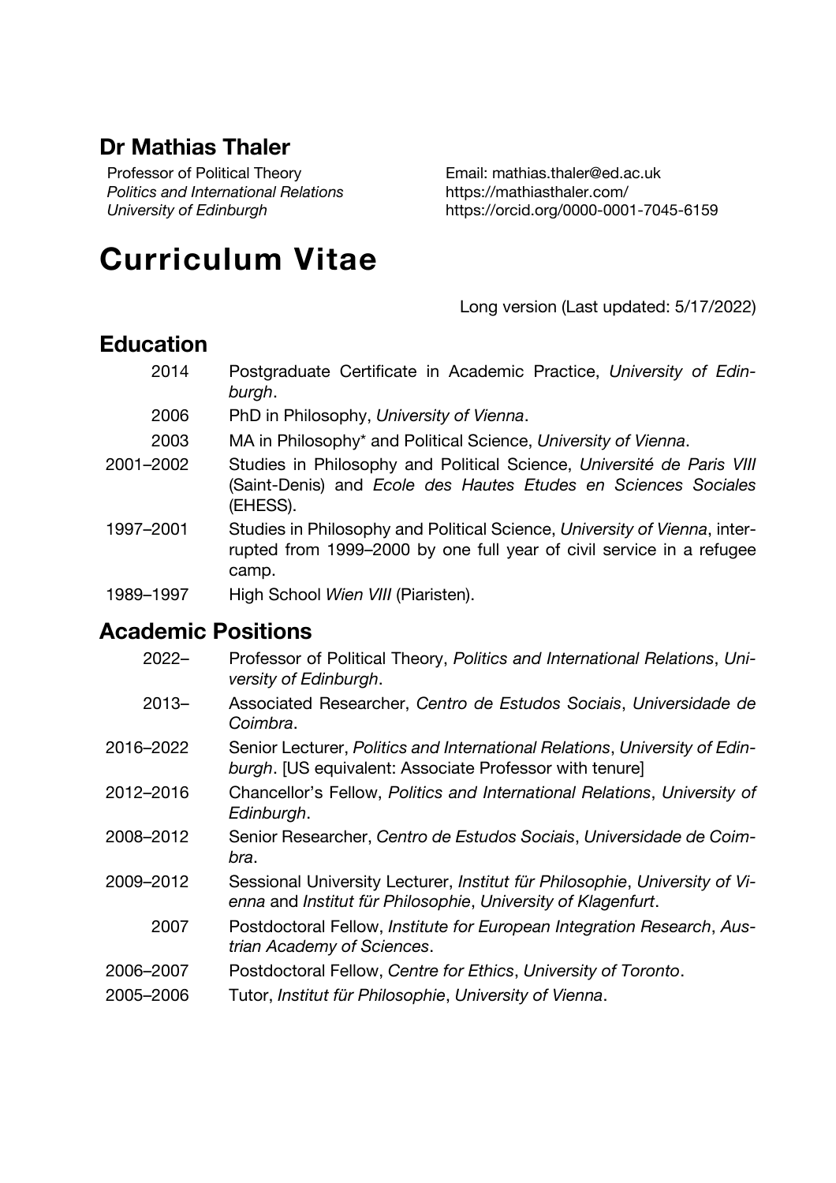## Dr Mathias Thaler

Professor of Political Theory
*Politics and International Relations*
*University of Edinburgh*

Email: mathias.thaler@ed.ac.uk
https://mathiasthaler.com/
https://orcid.org/0000-0001-7045-6159

# Curriculum Vitae

Long version (Last updated: 5/17/2022)

## Education

| | |
|---|---|
| 2014 | Postgraduate Certificate in Academic Practice, *University of Edinburgh*. |
| 2006 | PhD in Philosophy, *University of Vienna*. |
| 2003 | MA in Philosophy* and Political Science, *University of Vienna*. |
| 2001–2002 | Studies in Philosophy and Political Science, *Université de Paris VIII* (Saint-Denis) and *Ecole des Hautes Etudes en Sciences Sociales* (EHESS). |
| 1997–2001 | Studies in Philosophy and Political Science, *University of Vienna*, interrupted from 1999–2000 by one full year of civil service in a refugee camp. |
| 1989–1997 | High School *Wien VIII* (Piaristen). |

## Academic Positions

| | |
|---|---|
| 2022– | Professor of Political Theory, *Politics and International Relations*, *University of Edinburgh*. |
| 2013– | Associated Researcher, *Centro de Estudos Sociais*, *Universidade de Coimbra*. |
| 2016–2022 | Senior Lecturer, *Politics and International Relations*, *University of Edinburgh*. [US equivalent: Associate Professor with tenure] |
| 2012–2016 | Chancellor's Fellow, *Politics and International Relations*, *University of Edinburgh*. |
| 2008–2012 | Senior Researcher, *Centro de Estudos Sociais*, *Universidade de Coimbra*. |
| 2009–2012 | Sessional University Lecturer, *Institut für Philosophie*, *University of Vienna* and *Institut für Philosophie*, *University of Klagenfurt*. |
| 2007 | Postdoctoral Fellow, *Institute for European Integration Research*, *Austrian Academy of Sciences*. |
| 2006–2007 | Postdoctoral Fellow, *Centre for Ethics*, *University of Toronto*. |
| 2005–2006 | Tutor, *Institut für Philosophie*, *University of Vienna*. |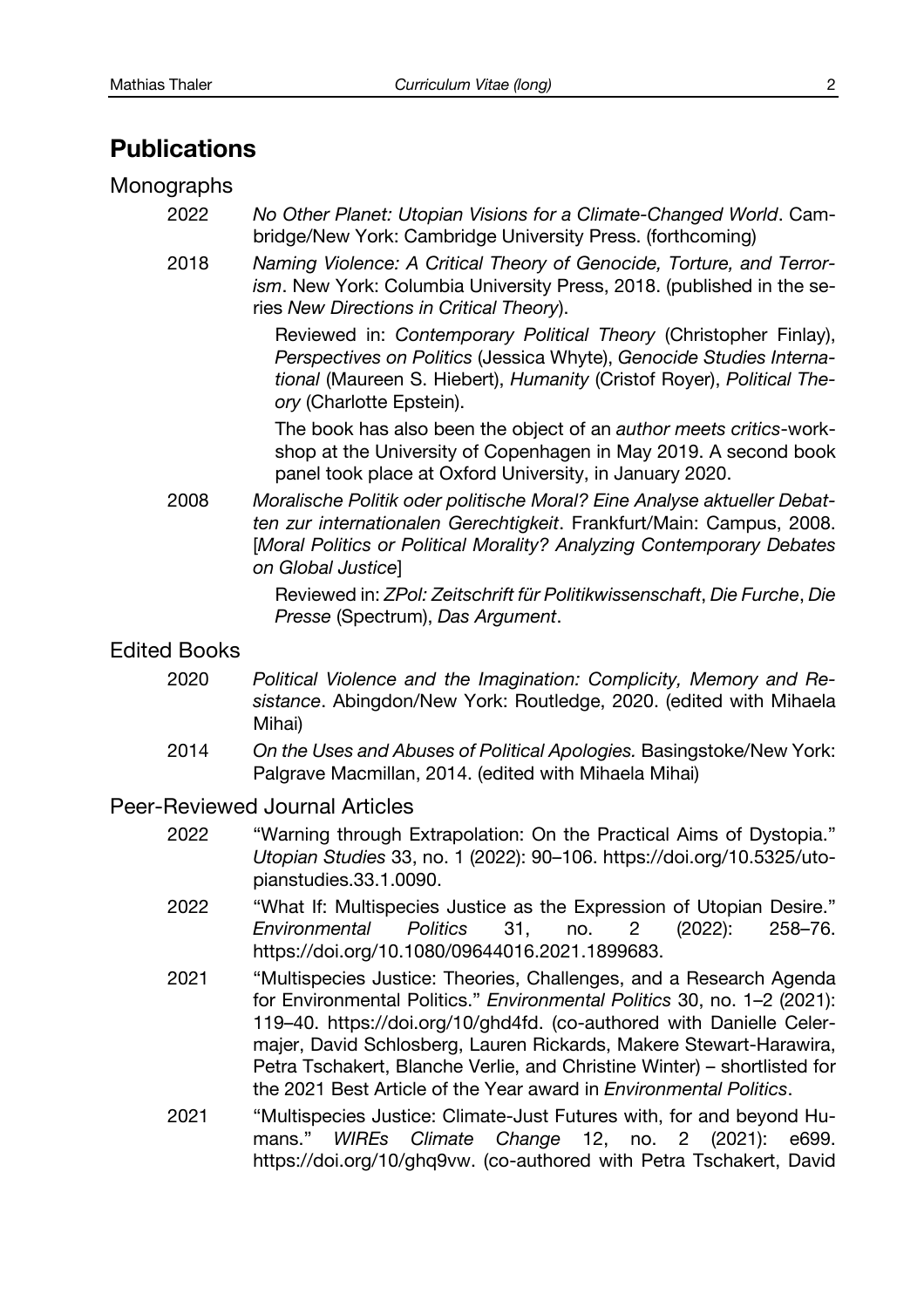## Publications

### Monographs

2022 *No Other Planet: Utopian Visions for a Climate-Changed World*. Cambridge/New York: Cambridge University Press. (forthcoming)

2018 *Naming Violence: A Critical Theory of Genocide, Torture, and Terrorism*. New York: Columbia University Press, 2018. (published in the series *New Directions in Critical Theory*).

Reviewed in: *Contemporary Political Theory* (Christopher Finlay), *Perspectives on Politics* (Jessica Whyte), *Genocide Studies International* (Maureen S. Hiebert), *Humanity* (Cristof Royer), *Political Theory* (Charlotte Epstein).

The book has also been the object of an *author meets critics*-workshop at the University of Copenhagen in May 2019. A second book panel took place at Oxford University, in January 2020.

2008 *Moralische Politik oder politische Moral? Eine Analyse aktueller Debatten zur internationalen Gerechtigkeit*. Frankfurt/Main: Campus, 2008. [*Moral Politics or Political Morality? Analyzing Contemporary Debates on Global Justice*]

Reviewed in: *ZPol: Zeitschrift für Politikwissenschaft*, *Die Furche*, *Die Presse* (Spectrum), *Das Argument*.

### Edited Books

2020 *Political Violence and the Imagination: Complicity, Memory and Resistance*. Abingdon/New York: Routledge, 2020. (edited with Mihaela Mihai)

2014 *On the Uses and Abuses of Political Apologies.* Basingstoke/New York: Palgrave Macmillan, 2014. (edited with Mihaela Mihai)

### Peer-Reviewed Journal Articles

2022 "Warning through Extrapolation: On the Practical Aims of Dystopia." *Utopian Studies* 33, no. 1 (2022): 90–106. https://doi.org/10.5325/utopianstudies.33.1.0090.

2022 "What If: Multispecies Justice as the Expression of Utopian Desire." *Environmental Politics* 31, no. 2 (2022): 258–76. https://doi.org/10.1080/09644016.2021.1899683.

2021 "Multispecies Justice: Theories, Challenges, and a Research Agenda for Environmental Politics." *Environmental Politics* 30, no. 1–2 (2021): 119–40. https://doi.org/10/ghd4fd. (co-authored with Danielle Celermajer, David Schlosberg, Lauren Rickards, Makere Stewart-Harawira, Petra Tschakert, Blanche Verlie, and Christine Winter) – shortlisted for the 2021 Best Article of the Year award in *Environmental Politics*.

2021 "Multispecies Justice: Climate-Just Futures with, for and beyond Humans." *WIREs Climate Change* 12, no. 2 (2021): e699. https://doi.org/10/ghq9vw. (co-authored with Petra Tschakert, David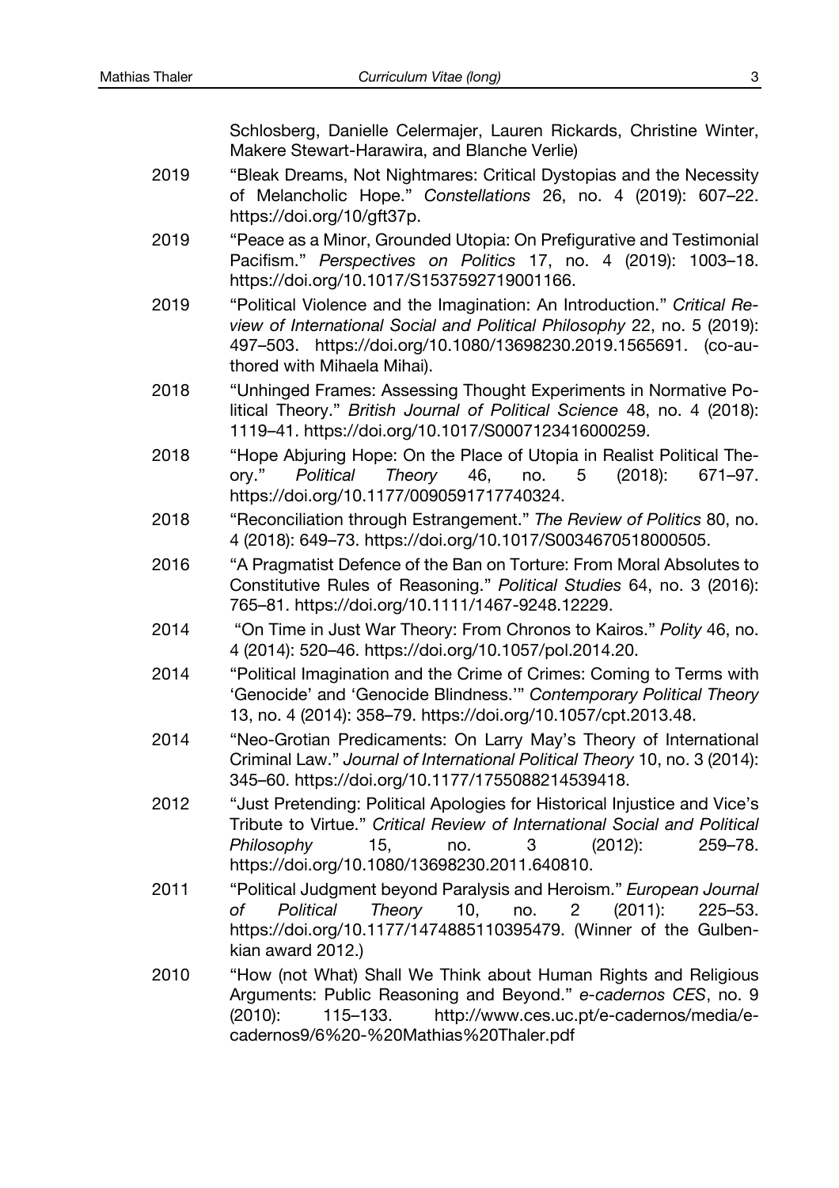Schlosberg, Danielle Celermajer, Lauren Rickards, Christine Winter, Makere Stewart-Harawira, and Blanche Verlie)

2019 "Bleak Dreams, Not Nightmares: Critical Dystopias and the Necessity of Melancholic Hope." *Constellations* 26, no. 4 (2019): 607–22. https://doi.org/10/gft37p.

2019 "Peace as a Minor, Grounded Utopia: On Prefigurative and Testimonial Pacifism." *Perspectives on Politics* 17, no. 4 (2019): 1003–18. https://doi.org/10.1017/S1537592719001166.

2019 "Political Violence and the Imagination: An Introduction." *Critical Review of International Social and Political Philosophy* 22, no. 5 (2019): 497–503. https://doi.org/10.1080/13698230.2019.1565691. (co-authored with Mihaela Mihai).

2018 "Unhinged Frames: Assessing Thought Experiments in Normative Political Theory." *British Journal of Political Science* 48, no. 4 (2018): 1119–41. https://doi.org/10.1017/S0007123416000259.

2018 "Hope Abjuring Hope: On the Place of Utopia in Realist Political Theory." *Political Theory* 46, no. 5 (2018): 671–97. https://doi.org/10.1177/0090591717740324.

2018 "Reconciliation through Estrangement." *The Review of Politics* 80, no. 4 (2018): 649–73. https://doi.org/10.1017/S0034670518000505.

2016 "A Pragmatist Defence of the Ban on Torture: From Moral Absolutes to Constitutive Rules of Reasoning." *Political Studies* 64, no. 3 (2016): 765–81. https://doi.org/10.1111/1467-9248.12229.

2014 "On Time in Just War Theory: From Chronos to Kairos." *Polity* 46, no. 4 (2014): 520–46. https://doi.org/10.1057/pol.2014.20.

2014 "Political Imagination and the Crime of Crimes: Coming to Terms with 'Genocide' and 'Genocide Blindness.'" *Contemporary Political Theory* 13, no. 4 (2014): 358–79. https://doi.org/10.1057/cpt.2013.48.

2014 "Neo-Grotian Predicaments: On Larry May's Theory of International Criminal Law." *Journal of International Political Theory* 10, no. 3 (2014): 345–60. https://doi.org/10.1177/1755088214539418.

2012 "Just Pretending: Political Apologies for Historical Injustice and Vice's Tribute to Virtue." *Critical Review of International Social and Political Philosophy* 15, no. 3 (2012): 259–78. https://doi.org/10.1080/13698230.2011.640810.

2011 "Political Judgment beyond Paralysis and Heroism." *European Journal of Political Theory* 10, no. 2 (2011): 225–53. https://doi.org/10.1177/1474885110395479. (Winner of the Gulbenkian award 2012.)

2010 "How (not What) Shall We Think about Human Rights and Religious Arguments: Public Reasoning and Beyond." *e-cadernos CES*, no. 9 (2010): 115–133. http://www.ces.uc.pt/e-cadernos/media/e-cadernos9/6%20-%20Mathias%20Thaler.pdf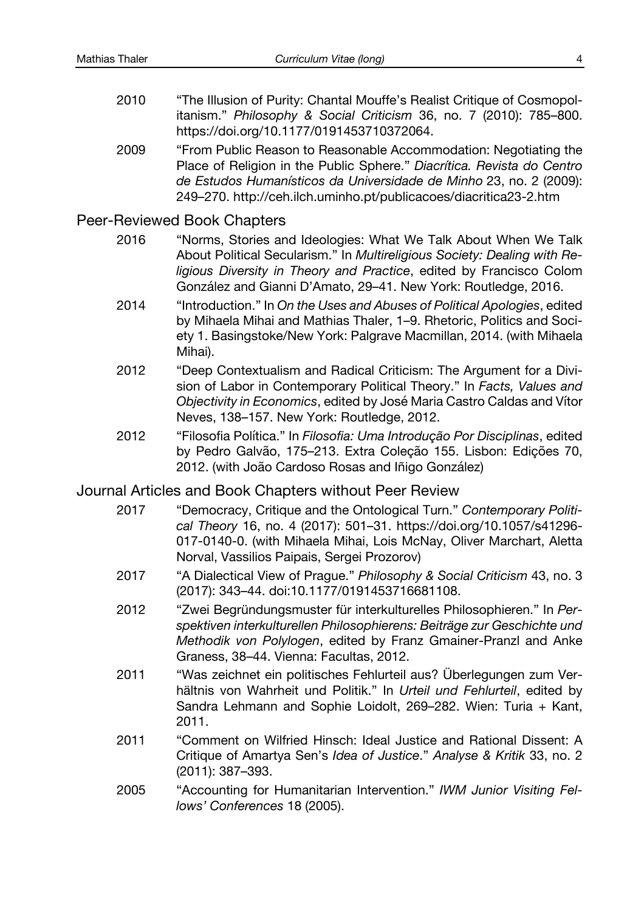2010 "The Illusion of Purity: Chantal Mouffe's Realist Critique of Cosmopolitanism." *Philosophy & Social Criticism* 36, no. 7 (2010): 785–800. https://doi.org/10.1177/0191453710372064.

2009 "From Public Reason to Reasonable Accommodation: Negotiating the Place of Religion in the Public Sphere." *Diacrítica. Revista do Centro de Estudos Humanísticos da Universidade de Minho* 23, no. 2 (2009): 249–270. http://ceh.ilch.uminho.pt/publicacoes/diacritica23-2.htm

## Peer-Reviewed Book Chapters

2016 "Norms, Stories and Ideologies: What We Talk About When We Talk About Political Secularism." In *Multireligious Society: Dealing with Religious Diversity in Theory and Practice*, edited by Francisco Colom González and Gianni D'Amato, 29–41. New York: Routledge, 2016.

2014 "Introduction." In *On the Uses and Abuses of Political Apologies*, edited by Mihaela Mihai and Mathias Thaler, 1–9. Rhetoric, Politics and Society 1. Basingstoke/New York: Palgrave Macmillan, 2014. (with Mihaela Mihai).

2012 "Deep Contextualism and Radical Criticism: The Argument for a Division of Labor in Contemporary Political Theory." In *Facts, Values and Objectivity in Economics*, edited by José Maria Castro Caldas and Vítor Neves, 138–157. New York: Routledge, 2012.

2012 "Filosofia Política." In *Filosofia: Uma Introdução Por Disciplinas*, edited by Pedro Galvão, 175–213. Extra Coleção 155. Lisbon: Edições 70, 2012. (with João Cardoso Rosas and Iñigo González)

## Journal Articles and Book Chapters without Peer Review

2017 "Democracy, Critique and the Ontological Turn." *Contemporary Political Theory* 16, no. 4 (2017): 501–31. https://doi.org/10.1057/s41296-017-0140-0. (with Mihaela Mihai, Lois McNay, Oliver Marchart, Aletta Norval, Vassilios Paipais, Sergei Prozorov)

2017 "A Dialectical View of Prague." *Philosophy & Social Criticism* 43, no. 3 (2017): 343–44. doi:10.1177/0191453716681108.

2012 "Zwei Begründungsmuster für interkulturelles Philosophieren." In *Perspektiven interkulturellen Philosophierens: Beiträge zur Geschichte und Methodik von Polylogen*, edited by Franz Gmainer-Pranzl and Anke Graness, 38–44. Vienna: Facultas, 2012.

2011 "Was zeichnet ein politisches Fehlurteil aus? Überlegungen zum Verhältnis von Wahrheit und Politik." In *Urteil und Fehlurteil*, edited by Sandra Lehmann and Sophie Loidolt, 269–282. Wien: Turia + Kant, 2011.

2011 "Comment on Wilfried Hinsch: Ideal Justice and Rational Dissent: A Critique of Amartya Sen's *Idea of Justice*." *Analyse & Kritik* 33, no. 2 (2011): 387–393.

2005 "Accounting for Humanitarian Intervention." *IWM Junior Visiting Fellows' Conferences* 18 (2005).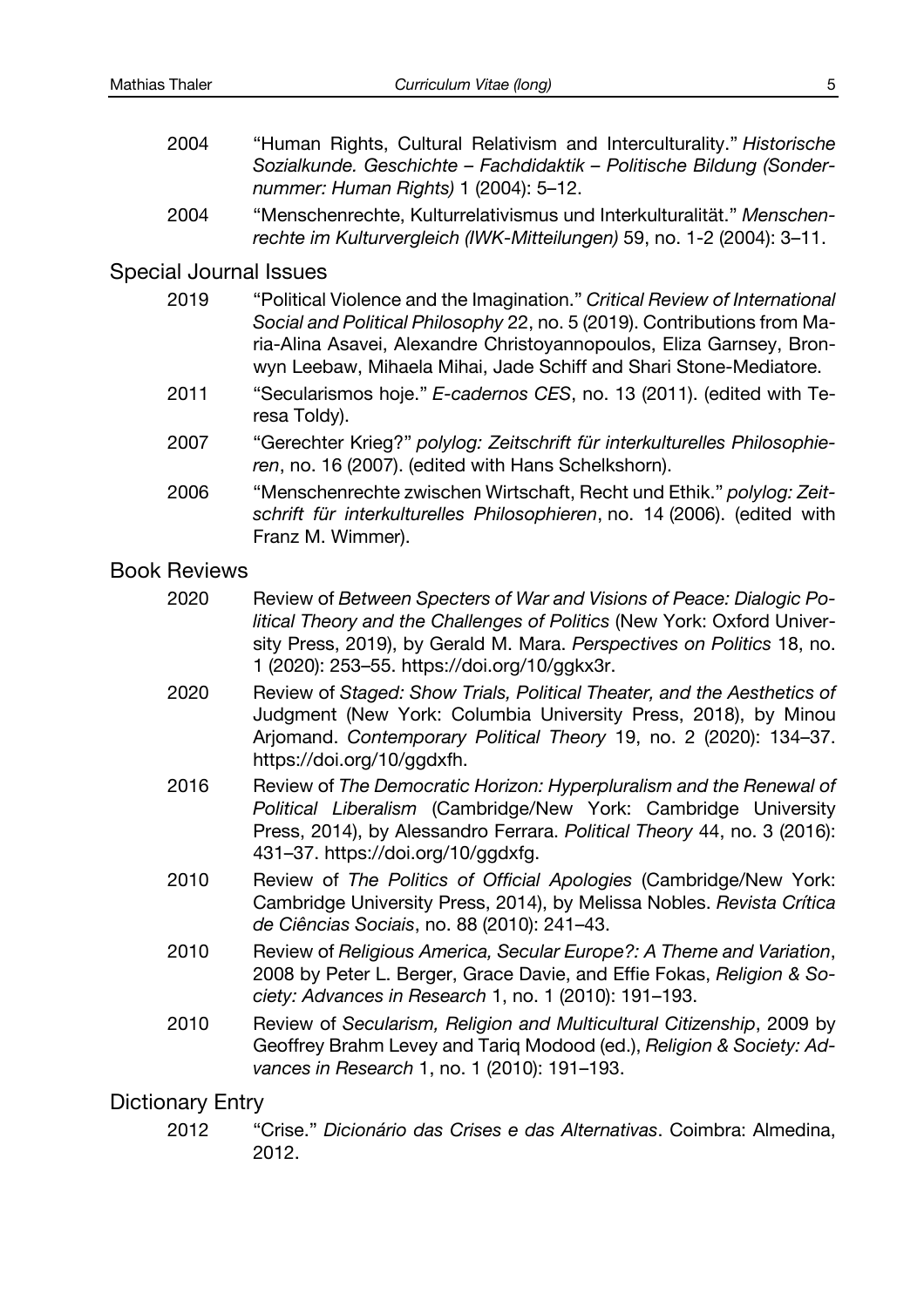2004 "Human Rights, Cultural Relativism and Interculturality." *Historische Sozialkunde. Geschichte – Fachdidaktik – Politische Bildung (Sondernummer: Human Rights)* 1 (2004): 5–12.

2004 "Menschenrechte, Kulturrelativismus und Interkulturalität." *Menschenrechte im Kulturvergleich (IWK-Mitteilungen)* 59, no. 1-2 (2004): 3–11.

## Special Journal Issues

2019 "Political Violence and the Imagination." *Critical Review of International Social and Political Philosophy* 22, no. 5 (2019). Contributions from Maria-Alina Asavei, Alexandre Christoyannopoulos, Eliza Garnsey, Bronwyn Leebaw, Mihaela Mihai, Jade Schiff and Shari Stone-Mediatore.

2011 "Secularismos hoje." *E-cadernos CES*, no. 13 (2011). (edited with Teresa Toldy).

2007 "Gerechter Krieg?" *polylog: Zeitschrift für interkulturelles Philosophieren*, no. 16 (2007). (edited with Hans Schelkshorn).

2006 "Menschenrechte zwischen Wirtschaft, Recht und Ethik." *polylog: Zeitschrift für interkulturelles Philosophieren*, no. 14 (2006). (edited with Franz M. Wimmer).

## Book Reviews

2020 Review of *Between Specters of War and Visions of Peace: Dialogic Political Theory and the Challenges of Politics* (New York: Oxford University Press, 2019), by Gerald M. Mara. *Perspectives on Politics* 18, no. 1 (2020): 253–55. https://doi.org/10/ggkx3r.

2020 Review of *Staged: Show Trials, Political Theater, and the Aesthetics of* Judgment (New York: Columbia University Press, 2018), by Minou Arjomand. *Contemporary Political Theory* 19, no. 2 (2020): 134–37. https://doi.org/10/ggdxfh.

2016 Review of *The Democratic Horizon: Hyperpluralism and the Renewal of Political Liberalism* (Cambridge/New York: Cambridge University Press, 2014), by Alessandro Ferrara. *Political Theory* 44, no. 3 (2016): 431–37. https://doi.org/10/ggdxfg.

2010 Review of *The Politics of Official Apologies* (Cambridge/New York: Cambridge University Press, 2014), by Melissa Nobles. *Revista Crítica de Ciências Sociais*, no. 88 (2010): 241–43.

2010 Review of *Religious America, Secular Europe?: A Theme and Variation*, 2008 by Peter L. Berger, Grace Davie, and Effie Fokas, *Religion & Society: Advances in Research* 1, no. 1 (2010): 191–193.

2010 Review of *Secularism, Religion and Multicultural Citizenship*, 2009 by Geoffrey Brahm Levey and Tariq Modood (ed.), *Religion & Society: Advances in Research* 1, no. 1 (2010): 191–193.

## Dictionary Entry

2012 "Crise." *Dicionário das Crises e das Alternativas*. Coimbra: Almedina, 2012.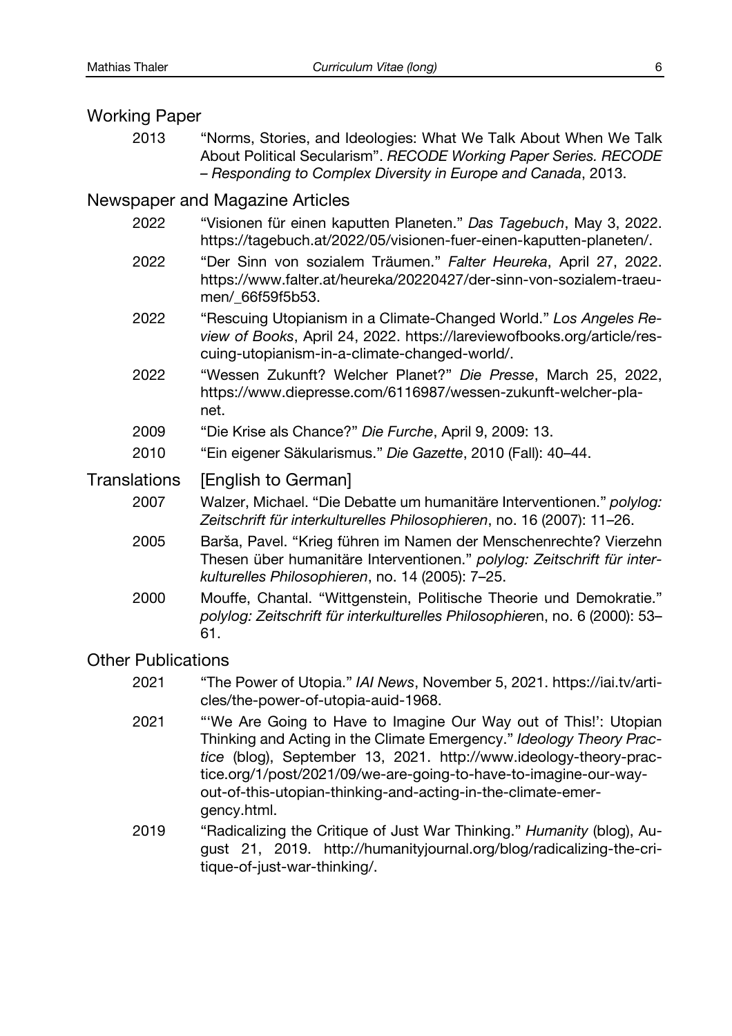## Working Paper

2013 "Norms, Stories, and Ideologies: What We Talk About When We Talk About Political Secularism". *RECODE Working Paper Series. RECODE – Responding to Complex Diversity in Europe and Canada*, 2013.

## Newspaper and Magazine Articles

2022 "Visionen für einen kaputten Planeten." *Das Tagebuch*, May 3, 2022. https://tagebuch.at/2022/05/visionen-fuer-einen-kaputten-planeten/.

2022 "Der Sinn von sozialem Träumen." *Falter Heureka*, April 27, 2022. https://www.falter.at/heureka/20220427/der-sinn-von-sozialem-traeumen/_66f59f5b53.

2022 "Rescuing Utopianism in a Climate-Changed World." *Los Angeles Review of Books*, April 24, 2022. https://lareviewofbooks.org/article/rescuing-utopianism-in-a-climate-changed-world/.

2022 "Wessen Zukunft? Welcher Planet?" *Die Presse*, March 25, 2022, https://www.diepresse.com/6116987/wessen-zukunft-welcher-planet.

2009 "Die Krise als Chance?" *Die Furche*, April 9, 2009: 13.

2010 "Ein eigener Säkularismus." *Die Gazette*, 2010 (Fall): 40–44.

## Translations [English to German]

2007 Walzer, Michael. "Die Debatte um humanitäre Interventionen." *polylog: Zeitschrift für interkulturelles Philosophieren*, no. 16 (2007): 11–26.

2005 Barša, Pavel. "Krieg führen im Namen der Menschenrechte? Vierzehn Thesen über humanitäre Interventionen." *polylog: Zeitschrift für interkulturelles Philosophieren*, no. 14 (2005): 7–25.

2000 Mouffe, Chantal. "Wittgenstein, Politische Theorie und Demokratie." *polylog: Zeitschrift für interkulturelles Philosophieren*, no. 6 (2000): 53–61.

## Other Publications

2021 "The Power of Utopia." *IAI News*, November 5, 2021. https://iai.tv/articles/the-power-of-utopia-auid-1968.

2021 "'We Are Going to Have to Imagine Our Way out of This!': Utopian Thinking and Acting in the Climate Emergency." *Ideology Theory Practice* (blog), September 13, 2021. http://www.ideology-theory-practice.org/1/post/2021/09/we-are-going-to-have-to-imagine-our-way-out-of-this-utopian-thinking-and-acting-in-the-climate-emergency.html.

2019 "Radicalizing the Critique of Just War Thinking." *Humanity* (blog), August 21, 2019. http://humanityjournal.org/blog/radicalizing-the-critique-of-just-war-thinking/.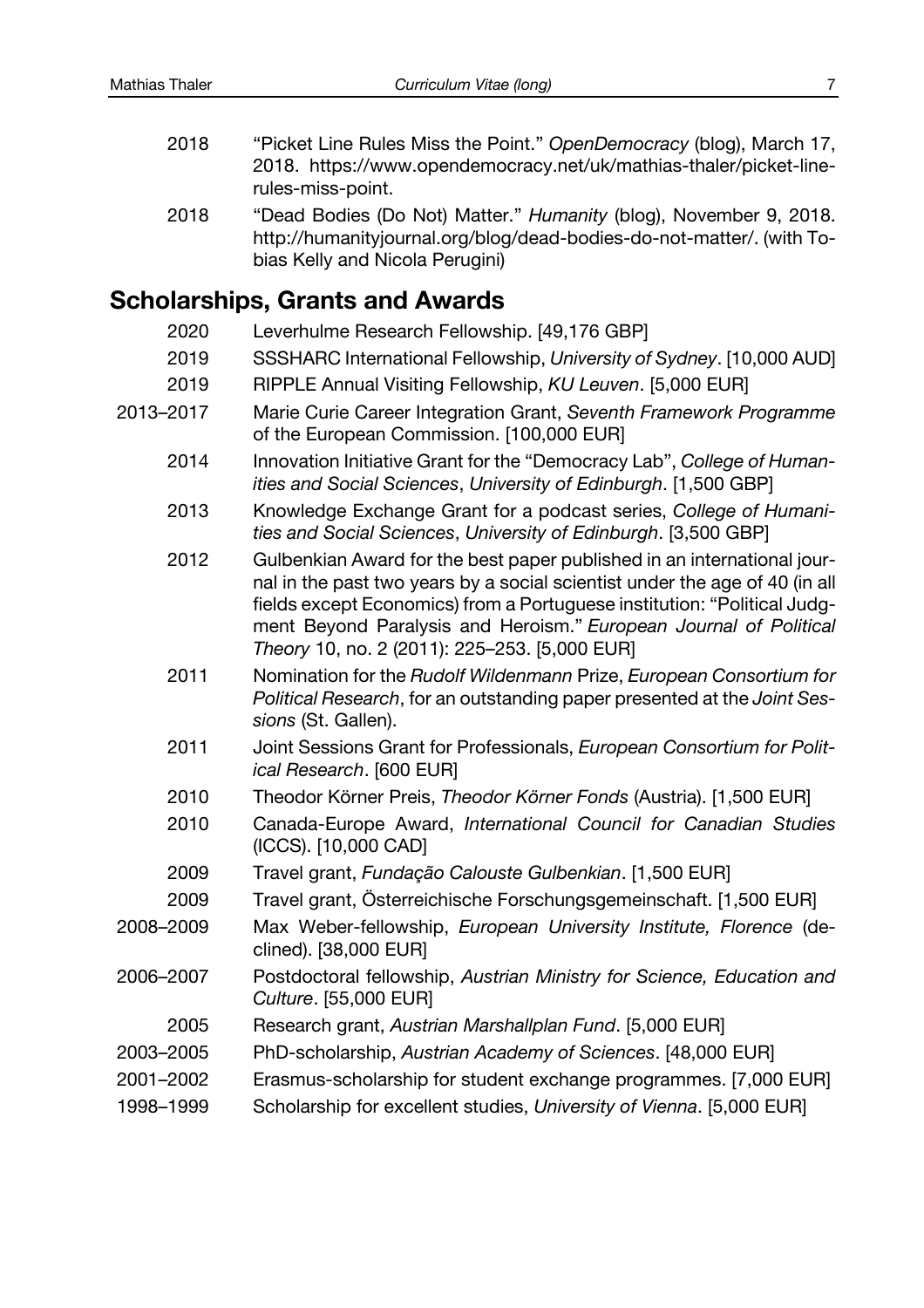2018 "Picket Line Rules Miss the Point." *OpenDemocracy* (blog), March 17, 2018. https://www.opendemocracy.net/uk/mathias-thaler/picket-line-rules-miss-point.

2018 "Dead Bodies (Do Not) Matter." *Humanity* (blog), November 9, 2018. http://humanityjournal.org/blog/dead-bodies-do-not-matter/. (with Tobias Kelly and Nicola Perugini)

## Scholarships, Grants and Awards

2020 Leverhulme Research Fellowship. [49,176 GBP]

2019 SSSHARC International Fellowship, *University of Sydney*. [10,000 AUD]

2019 RIPPLE Annual Visiting Fellowship, *KU Leuven*. [5,000 EUR]

2013–2017 Marie Curie Career Integration Grant, *Seventh Framework Programme* of the European Commission. [100,000 EUR]

2014 Innovation Initiative Grant for the "Democracy Lab", *College of Humanities and Social Sciences*, *University of Edinburgh*. [1,500 GBP]

2013 Knowledge Exchange Grant for a podcast series, *College of Humanities and Social Sciences*, *University of Edinburgh*. [3,500 GBP]

2012 Gulbenkian Award for the best paper published in an international journal in the past two years by a social scientist under the age of 40 (in all fields except Economics) from a Portuguese institution: "Political Judgment Beyond Paralysis and Heroism." *European Journal of Political Theory* 10, no. 2 (2011): 225–253. [5,000 EUR]

2011 Nomination for the *Rudolf Wildenmann* Prize, *European Consortium for Political Research*, for an outstanding paper presented at the *Joint Sessions* (St. Gallen).

2011 Joint Sessions Grant for Professionals, *European Consortium for Political Research*. [600 EUR]

2010 Theodor Körner Preis, *Theodor Körner Fonds* (Austria). [1,500 EUR]

2010 Canada-Europe Award, *International Council for Canadian Studies* (ICCS). [10,000 CAD]

2009 Travel grant, *Fundação Calouste Gulbenkian*. [1,500 EUR]

2009 Travel grant, Österreichische Forschungsgemeinschaft. [1,500 EUR]

2008–2009 Max Weber-fellowship, *European University Institute, Florence* (declined). [38,000 EUR]

2006–2007 Postdoctoral fellowship, *Austrian Ministry for Science, Education and Culture*. [55,000 EUR]

2005 Research grant, *Austrian Marshallplan Fund*. [5,000 EUR]

2003–2005 PhD-scholarship, *Austrian Academy of Sciences*. [48,000 EUR]

2001–2002 Erasmus-scholarship for student exchange programmes. [7,000 EUR]

1998–1999 Scholarship for excellent studies, *University of Vienna*. [5,000 EUR]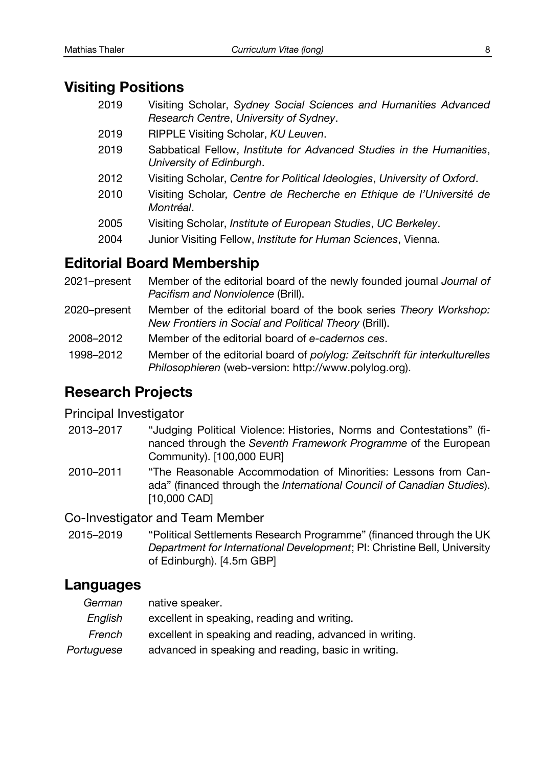## Visiting Positions

| | |
|---|---|
| 2019 | Visiting Scholar, *Sydney Social Sciences and Humanities Advanced Research Centre*, *University of Sydney*. |
| 2019 | RIPPLE Visiting Scholar, *KU Leuven*. |
| 2019 | Sabbatical Fellow, *Institute for Advanced Studies in the Humanities*, *University of Edinburgh*. |
| 2012 | Visiting Scholar, *Centre for Political Ideologies*, *University of Oxford*. |
| 2010 | Visiting Scholar*, Centre de Recherche en Ethique de l'Université de Montréal*. |
| 2005 | Visiting Scholar, *Institute of European Studies*, *UC Berkeley*. |
| 2004 | Junior Visiting Fellow, *Institute for Human Sciences*, Vienna. |

## Editorial Board Membership

| | |
|---|---|
| 2021–present | Member of the editorial board of the newly founded journal *Journal of Pacifism and Nonviolence* (Brill). |
| 2020–present | Member of the editorial board of the book series *Theory Workshop: New Frontiers in Social and Political Theory* (Brill). |
| 2008–2012 | Member of the editorial board of *e-cadernos ces*. |
| 1998–2012 | Member of the editorial board of *polylog: Zeitschrift für interkulturelles Philosophieren* (web-version: http://www.polylog.org). |

## Research Projects

### Principal Investigator

| | |
|---|---|
| 2013–2017 | "Judging Political Violence: Histories, Norms and Contestations" (financed through the *Seventh Framework Programme* of the European Community). [100,000 EUR] |
| 2010–2011 | "The Reasonable Accommodation of Minorities: Lessons from Canada" (financed through the *International Council of Canadian Studies*). [10,000 CAD] |

### Co-Investigator and Team Member

| | |
|---|---|
| 2015–2019 | "Political Settlements Research Programme" (financed through the UK *Department for International Development*; PI: Christine Bell, University of Edinburgh). [4.5m GBP] |

## Languages

| | |
|---|---|
| *German* | native speaker. |
| *English* | excellent in speaking, reading and writing. |
| *French* | excellent in speaking and reading, advanced in writing. |
| *Portuguese* | advanced in speaking and reading, basic in writing. |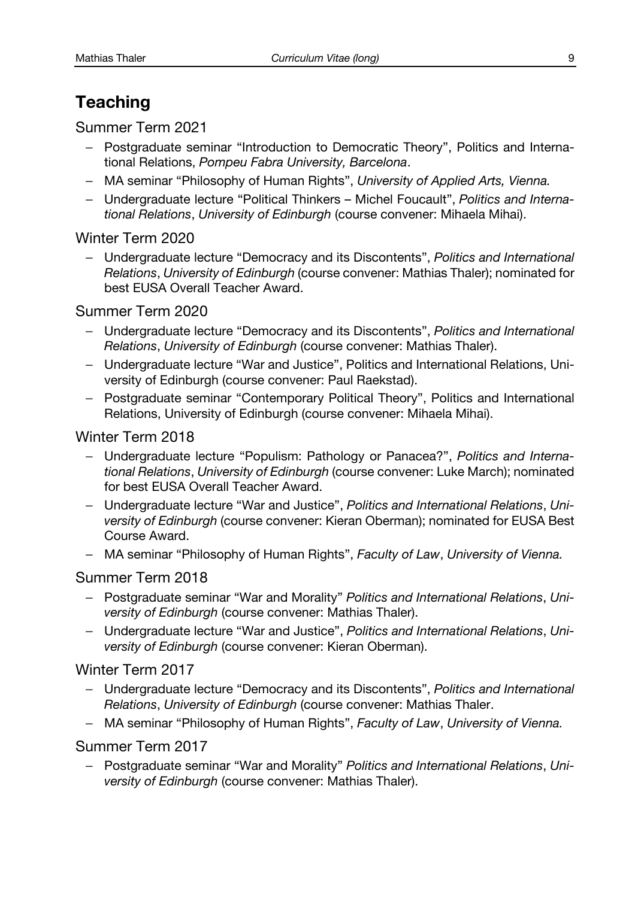## Teaching

### Summer Term 2021

- Postgraduate seminar "Introduction to Democratic Theory", Politics and International Relations, *Pompeu Fabra University, Barcelona*.
- MA seminar "Philosophy of Human Rights", *University of Applied Arts, Vienna.*
- Undergraduate lecture "Political Thinkers – Michel Foucault", *Politics and International Relations*, *University of Edinburgh* (course convener: Mihaela Mihai).

### Winter Term 2020

- Undergraduate lecture "Democracy and its Discontents", *Politics and International Relations*, *University of Edinburgh* (course convener: Mathias Thaler); nominated for best EUSA Overall Teacher Award.

### Summer Term 2020

- Undergraduate lecture "Democracy and its Discontents", *Politics and International Relations*, *University of Edinburgh* (course convener: Mathias Thaler).
- Undergraduate lecture "War and Justice", Politics and International Relations, University of Edinburgh (course convener: Paul Raekstad).
- Postgraduate seminar "Contemporary Political Theory", Politics and International Relations, University of Edinburgh (course convener: Mihaela Mihai).

### Winter Term 2018

- Undergraduate lecture "Populism: Pathology or Panacea?", *Politics and International Relations*, *University of Edinburgh* (course convener: Luke March); nominated for best EUSA Overall Teacher Award.
- Undergraduate lecture "War and Justice", *Politics and International Relations*, *University of Edinburgh* (course convener: Kieran Oberman); nominated for EUSA Best Course Award.
- MA seminar "Philosophy of Human Rights", *Faculty of Law*, *University of Vienna.*

### Summer Term 2018

- Postgraduate seminar "War and Morality" *Politics and International Relations*, *University of Edinburgh* (course convener: Mathias Thaler).
- Undergraduate lecture "War and Justice", *Politics and International Relations*, *University of Edinburgh* (course convener: Kieran Oberman).

### Winter Term 2017

- Undergraduate lecture "Democracy and its Discontents", *Politics and International Relations*, *University of Edinburgh* (course convener: Mathias Thaler.
- MA seminar "Philosophy of Human Rights", *Faculty of Law*, *University of Vienna.*

### Summer Term 2017

- Postgraduate seminar "War and Morality" *Politics and International Relations*, *University of Edinburgh* (course convener: Mathias Thaler).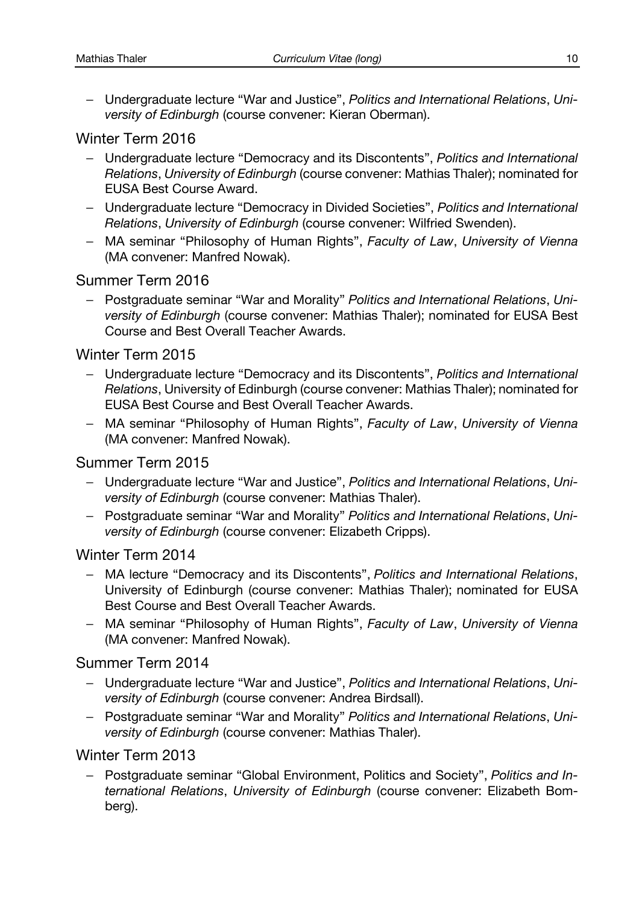- Undergraduate lecture "War and Justice", *Politics and International Relations*, *University of Edinburgh* (course convener: Kieran Oberman).

### Winter Term 2016

- Undergraduate lecture "Democracy and its Discontents", *Politics and International Relations*, *University of Edinburgh* (course convener: Mathias Thaler); nominated for EUSA Best Course Award.
- Undergraduate lecture "Democracy in Divided Societies", *Politics and International Relations*, *University of Edinburgh* (course convener: Wilfried Swenden).
- MA seminar "Philosophy of Human Rights", *Faculty of Law*, *University of Vienna* (MA convener: Manfred Nowak).

### Summer Term 2016

- Postgraduate seminar "War and Morality" *Politics and International Relations*, *University of Edinburgh* (course convener: Mathias Thaler); nominated for EUSA Best Course and Best Overall Teacher Awards.

### Winter Term 2015

- Undergraduate lecture "Democracy and its Discontents", *Politics and International Relations*, University of Edinburgh (course convener: Mathias Thaler); nominated for EUSA Best Course and Best Overall Teacher Awards.
- MA seminar "Philosophy of Human Rights", *Faculty of Law*, *University of Vienna* (MA convener: Manfred Nowak).

### Summer Term 2015

- Undergraduate lecture "War and Justice", *Politics and International Relations*, *University of Edinburgh* (course convener: Mathias Thaler).
- Postgraduate seminar "War and Morality" *Politics and International Relations*, *University of Edinburgh* (course convener: Elizabeth Cripps).

### Winter Term 2014

- MA lecture "Democracy and its Discontents", *Politics and International Relations*, University of Edinburgh (course convener: Mathias Thaler); nominated for EUSA Best Course and Best Overall Teacher Awards.
- MA seminar "Philosophy of Human Rights", *Faculty of Law*, *University of Vienna* (MA convener: Manfred Nowak).

### Summer Term 2014

- Undergraduate lecture "War and Justice", *Politics and International Relations*, *University of Edinburgh* (course convener: Andrea Birdsall).
- Postgraduate seminar "War and Morality" *Politics and International Relations*, *University of Edinburgh* (course convener: Mathias Thaler).

### Winter Term 2013

- Postgraduate seminar "Global Environment, Politics and Society", *Politics and International Relations*, *University of Edinburgh* (course convener: Elizabeth Bomberg).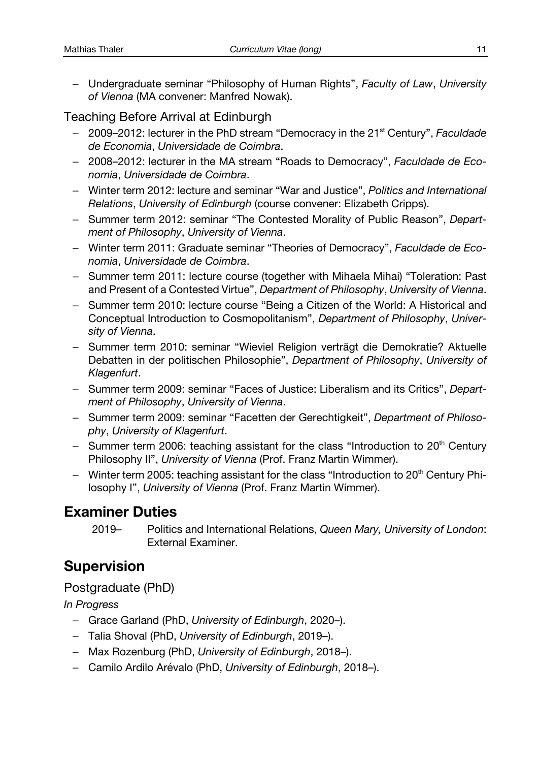- Undergraduate seminar "Philosophy of Human Rights", *Faculty of Law*, *University of Vienna* (MA convener: Manfred Nowak).

### Teaching Before Arrival at Edinburgh

- 2009–2012: lecturer in the PhD stream "Democracy in the 21st Century", *Faculdade de Economia*, *Universidade de Coimbra*.
- 2008–2012: lecturer in the MA stream "Roads to Democracy", *Faculdade de Economia*, *Universidade de Coimbra*.
- Winter term 2012: lecture and seminar "War and Justice", *Politics and International Relations*, *University of Edinburgh* (course convener: Elizabeth Cripps).
- Summer term 2012: seminar "The Contested Morality of Public Reason", *Department of Philosophy*, *University of Vienna*.
- Winter term 2011: Graduate seminar "Theories of Democracy", *Faculdade de Economia*, *Universidade de Coimbra*.
- Summer term 2011: lecture course (together with Mihaela Mihai) "Toleration: Past and Present of a Contested Virtue", *Department of Philosophy*, *University of Vienna*.
- Summer term 2010: lecture course "Being a Citizen of the World: A Historical and Conceptual Introduction to Cosmopolitanism", *Department of Philosophy*, *University of Vienna*.
- Summer term 2010: seminar "Wieviel Religion verträgt die Demokratie? Aktuelle Debatten in der politischen Philosophie", *Department of Philosophy*, *University of Klagenfurt*.
- Summer term 2009: seminar "Faces of Justice: Liberalism and its Critics", *Department of Philosophy*, *University of Vienna*.
- Summer term 2009: seminar "Facetten der Gerechtigkeit", *Department of Philosophy*, *University of Klagenfurt*.
- Summer term 2006: teaching assistant for the class "Introduction to 20th Century Philosophy II", *University of Vienna* (Prof. Franz Martin Wimmer).
- Winter term 2005: teaching assistant for the class "Introduction to 20th Century Philosophy I", *University of Vienna* (Prof. Franz Martin Wimmer).

## Examiner Duties

2019– Politics and International Relations, *Queen Mary, University of London*: External Examiner.

## Supervision

### Postgraduate (PhD)

*In Progress*

- Grace Garland (PhD, *University of Edinburgh*, 2020–).
- Talia Shoval (PhD, *University of Edinburgh*, 2019–).
- Max Rozenburg (PhD, *University of Edinburgh*, 2018–).
- Camilo Ardilo Arévalo (PhD, *University of Edinburgh*, 2018–).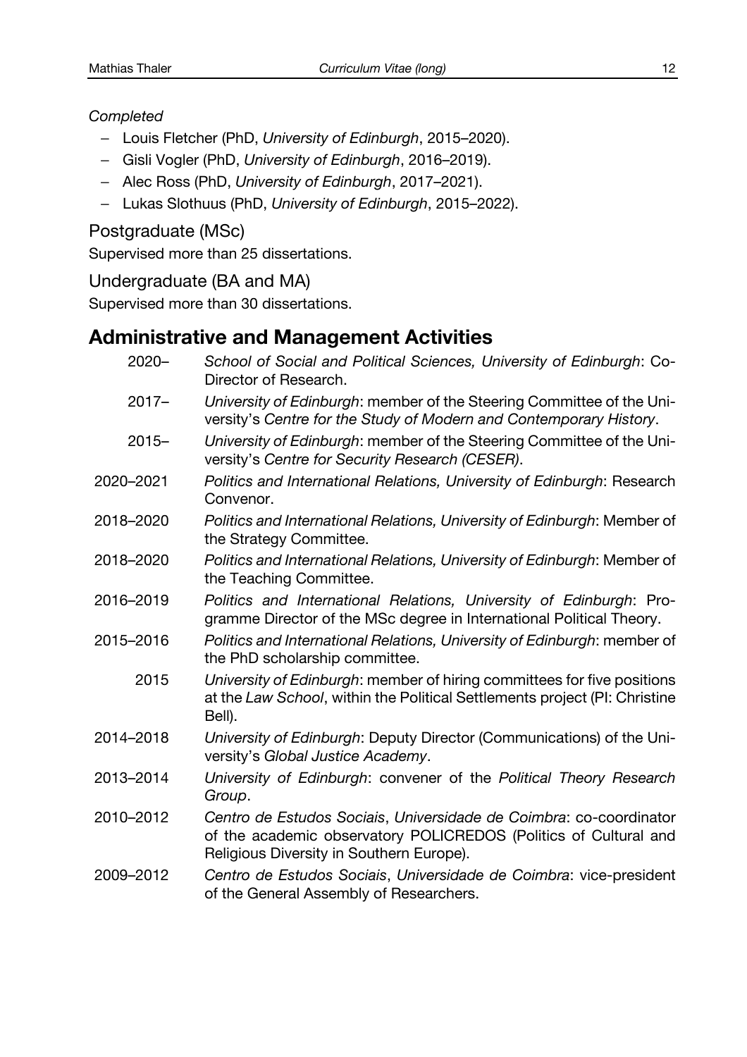*Completed*

- Louis Fletcher (PhD, *University of Edinburgh*, 2015–2020).
- Gisli Vogler (PhD, *University of Edinburgh*, 2016–2019).
- Alec Ross (PhD, *University of Edinburgh*, 2017–2021).
- Lukas Slothuus (PhD, *University of Edinburgh*, 2015–2022).

### Postgraduate (MSc)

Supervised more than 25 dissertations.

### Undergraduate (BA and MA)

Supervised more than 30 dissertations.

## Administrative and Management Activities

| | |
|---|---|
| 2020– | *School of Social and Political Sciences, University of Edinburgh*: Co-Director of Research. |
| 2017– | *University of Edinburgh*: member of the Steering Committee of the University's *Centre for the Study of Modern and Contemporary History*. |
| 2015– | *University of Edinburgh*: member of the Steering Committee of the University's *Centre for Security Research (CESER)*. |
| 2020–2021 | *Politics and International Relations, University of Edinburgh*: Research Convenor. |
| 2018–2020 | *Politics and International Relations, University of Edinburgh*: Member of the Strategy Committee. |
| 2018–2020 | *Politics and International Relations, University of Edinburgh*: Member of the Teaching Committee. |
| 2016–2019 | *Politics and International Relations, University of Edinburgh*: Programme Director of the MSc degree in International Political Theory. |
| 2015–2016 | *Politics and International Relations, University of Edinburgh*: member of the PhD scholarship committee. |
| 2015 | *University of Edinburgh*: member of hiring committees for five positions at the *Law School*, within the Political Settlements project (PI: Christine Bell). |
| 2014–2018 | *University of Edinburgh*: Deputy Director (Communications) of the University's *Global Justice Academy*. |
| 2013–2014 | *University of Edinburgh*: convener of the *Political Theory Research Group*. |
| 2010–2012 | *Centro de Estudos Sociais*, *Universidade de Coimbra*: co-coordinator of the academic observatory POLICREDOS (Politics of Cultural and Religious Diversity in Southern Europe). |
| 2009–2012 | *Centro de Estudos Sociais*, *Universidade de Coimbra*: vice-president of the General Assembly of Researchers. |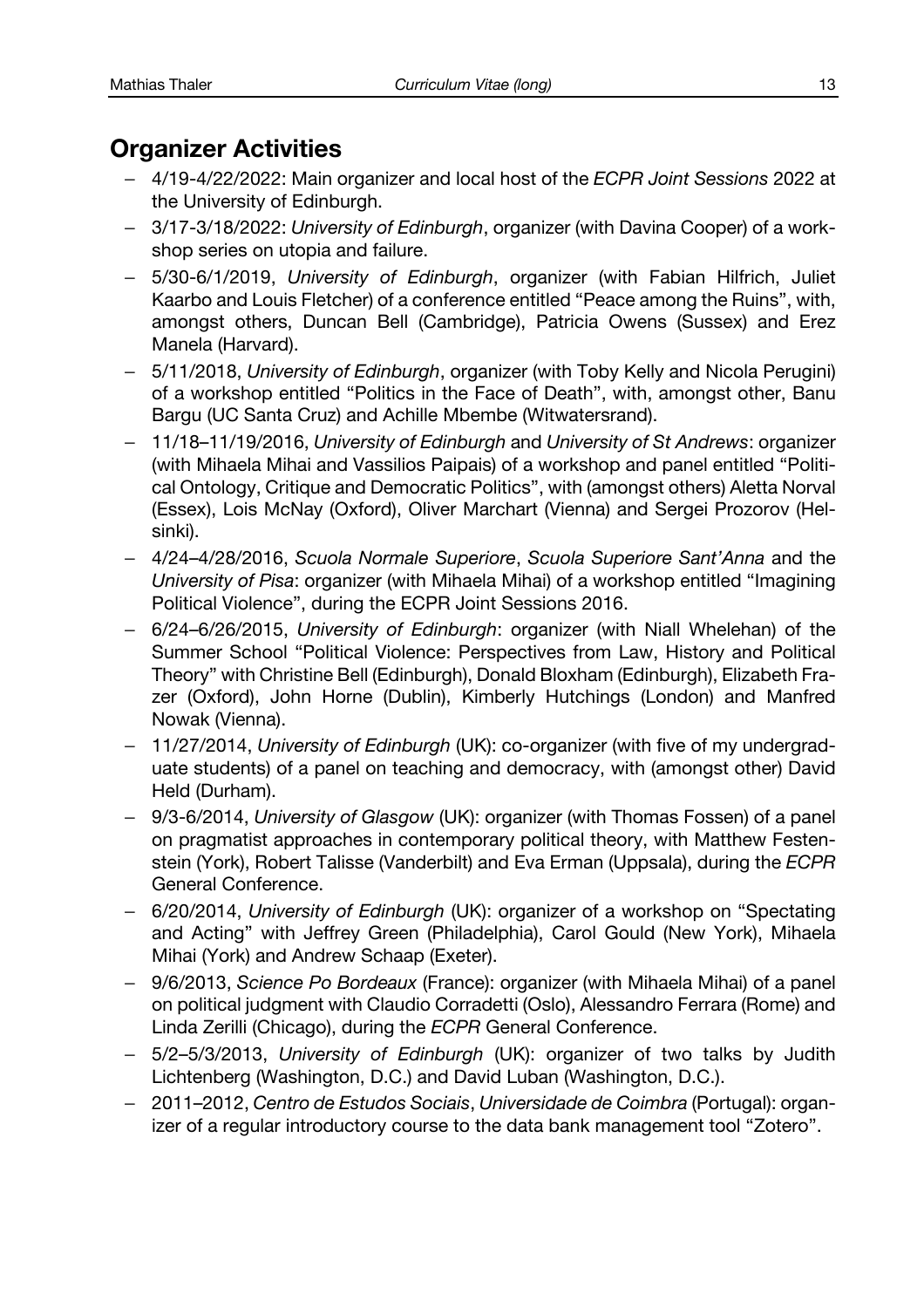## Organizer Activities

- 4/19-4/22/2022: Main organizer and local host of the *ECPR Joint Sessions* 2022 at the University of Edinburgh.
- 3/17-3/18/2022: *University of Edinburgh*, organizer (with Davina Cooper) of a workshop series on utopia and failure.
- 5/30-6/1/2019, *University of Edinburgh*, organizer (with Fabian Hilfrich, Juliet Kaarbo and Louis Fletcher) of a conference entitled "Peace among the Ruins", with, amongst others, Duncan Bell (Cambridge), Patricia Owens (Sussex) and Erez Manela (Harvard).
- 5/11/2018, *University of Edinburgh*, organizer (with Toby Kelly and Nicola Perugini) of a workshop entitled "Politics in the Face of Death", with, amongst other, Banu Bargu (UC Santa Cruz) and Achille Mbembe (Witwatersrand).
- 11/18–11/19/2016, *University of Edinburgh* and *University of St Andrews*: organizer (with Mihaela Mihai and Vassilios Paipais) of a workshop and panel entitled "Political Ontology, Critique and Democratic Politics", with (amongst others) Aletta Norval (Essex), Lois McNay (Oxford), Oliver Marchart (Vienna) and Sergei Prozorov (Helsinki).
- 4/24–4/28/2016, *Scuola Normale Superiore*, *Scuola Superiore Sant'Anna* and the *University of Pisa*: organizer (with Mihaela Mihai) of a workshop entitled "Imagining Political Violence", during the ECPR Joint Sessions 2016.
- 6/24–6/26/2015, *University of Edinburgh*: organizer (with Niall Whelehan) of the Summer School "Political Violence: Perspectives from Law, History and Political Theory" with Christine Bell (Edinburgh), Donald Bloxham (Edinburgh), Elizabeth Frazer (Oxford), John Horne (Dublin), Kimberly Hutchings (London) and Manfred Nowak (Vienna).
- 11/27/2014, *University of Edinburgh* (UK): co-organizer (with five of my undergraduate students) of a panel on teaching and democracy, with (amongst other) David Held (Durham).
- 9/3-6/2014, *University of Glasgow* (UK): organizer (with Thomas Fossen) of a panel on pragmatist approaches in contemporary political theory, with Matthew Festenstein (York), Robert Talisse (Vanderbilt) and Eva Erman (Uppsala), during the *ECPR* General Conference.
- 6/20/2014, *University of Edinburgh* (UK): organizer of a workshop on "Spectating and Acting" with Jeffrey Green (Philadelphia), Carol Gould (New York), Mihaela Mihai (York) and Andrew Schaap (Exeter).
- 9/6/2013, *Science Po Bordeaux* (France): organizer (with Mihaela Mihai) of a panel on political judgment with Claudio Corradetti (Oslo), Alessandro Ferrara (Rome) and Linda Zerilli (Chicago), during the *ECPR* General Conference.
- 5/2–5/3/2013, *University of Edinburgh* (UK): organizer of two talks by Judith Lichtenberg (Washington, D.C.) and David Luban (Washington, D.C.).
- 2011–2012, *Centro de Estudos Sociais*, *Universidade de Coimbra* (Portugal): organizer of a regular introductory course to the data bank management tool "Zotero".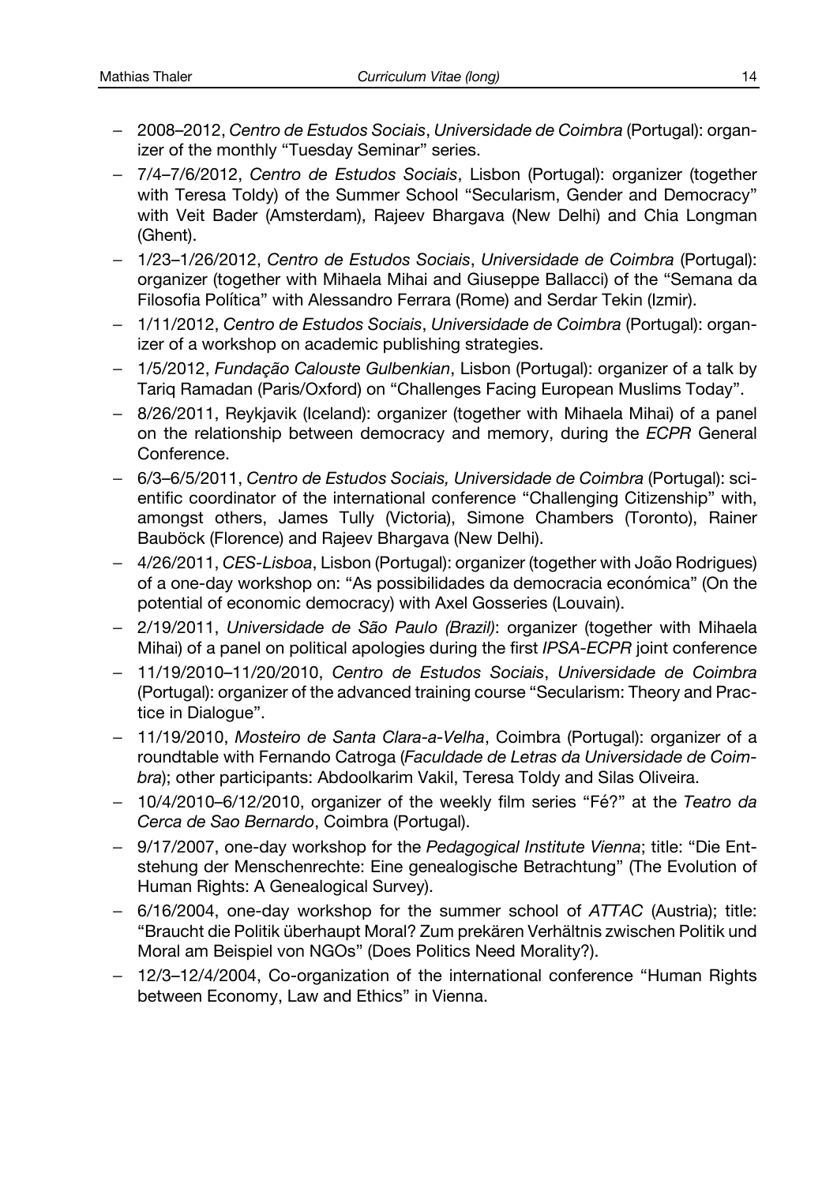- 2008–2012, *Centro de Estudos Sociais*, *Universidade de Coimbra* (Portugal): organizer of the monthly "Tuesday Seminar" series.
- 7/4–7/6/2012, *Centro de Estudos Sociais*, Lisbon (Portugal): organizer (together with Teresa Toldy) of the Summer School "Secularism, Gender and Democracy" with Veit Bader (Amsterdam), Rajeev Bhargava (New Delhi) and Chia Longman (Ghent).
- 1/23–1/26/2012, *Centro de Estudos Sociais*, *Universidade de Coimbra* (Portugal): organizer (together with Mihaela Mihai and Giuseppe Ballacci) of the "Semana da Filosofia Política" with Alessandro Ferrara (Rome) and Serdar Tekin (Izmir).
- 1/11/2012, *Centro de Estudos Sociais*, *Universidade de Coimbra* (Portugal): organizer of a workshop on academic publishing strategies.
- 1/5/2012, *Fundação Calouste Gulbenkian*, Lisbon (Portugal): organizer of a talk by Tariq Ramadan (Paris/Oxford) on "Challenges Facing European Muslims Today".
- 8/26/2011, Reykjavik (Iceland): organizer (together with Mihaela Mihai) of a panel on the relationship between democracy and memory, during the *ECPR* General Conference.
- 6/3–6/5/2011, *Centro de Estudos Sociais, Universidade de Coimbra* (Portugal): scientific coordinator of the international conference "Challenging Citizenship" with, amongst others, James Tully (Victoria), Simone Chambers (Toronto), Rainer Bauböck (Florence) and Rajeev Bhargava (New Delhi).
- 4/26/2011, *CES-Lisboa*, Lisbon (Portugal): organizer (together with João Rodrigues) of a one-day workshop on: "As possibilidades da democracia económica" (On the potential of economic democracy) with Axel Gosseries (Louvain).
- 2/19/2011, *Universidade de São Paulo (Brazil)*: organizer (together with Mihaela Mihai) of a panel on political apologies during the first *IPSA-ECPR* joint conference
- 11/19/2010–11/20/2010, *Centro de Estudos Sociais*, *Universidade de Coimbra* (Portugal): organizer of the advanced training course "Secularism: Theory and Practice in Dialogue".
- 11/19/2010, *Mosteiro de Santa Clara-a-Velha*, Coimbra (Portugal): organizer of a roundtable with Fernando Catroga (*Faculdade de Letras da Universidade de Coimbra*); other participants: Abdoolkarim Vakil, Teresa Toldy and Silas Oliveira.
- 10/4/2010–6/12/2010, organizer of the weekly film series "Fé?" at the *Teatro da Cerca de Sao Bernardo*, Coimbra (Portugal).
- 9/17/2007, one-day workshop for the *Pedagogical Institute Vienna*; title: "Die Entstehung der Menschenrechte: Eine genealogische Betrachtung" (The Evolution of Human Rights: A Genealogical Survey).
- 6/16/2004, one-day workshop for the summer school of *ATTAC* (Austria); title: "Braucht die Politik überhaupt Moral? Zum prekären Verhältnis zwischen Politik und Moral am Beispiel von NGOs" (Does Politics Need Morality?).
- 12/3–12/4/2004, Co-organization of the international conference "Human Rights between Economy, Law and Ethics" in Vienna.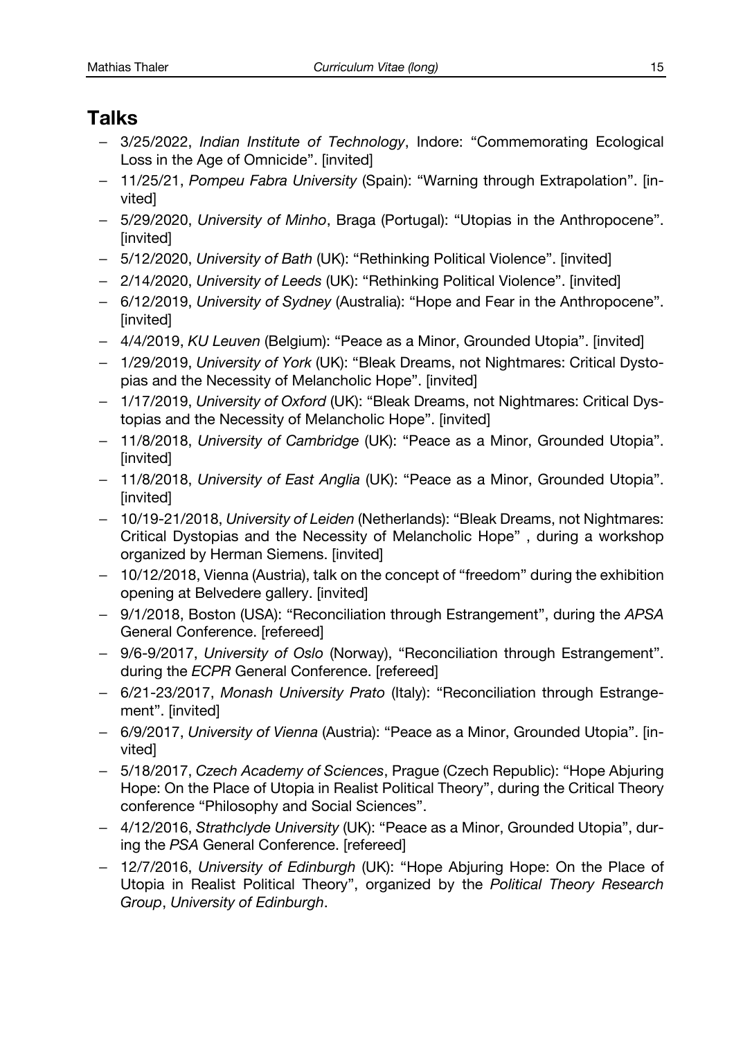## Talks

- 3/25/2022, *Indian Institute of Technology*, Indore: "Commemorating Ecological Loss in the Age of Omnicide". [invited]
- 11/25/21, *Pompeu Fabra University* (Spain): "Warning through Extrapolation". [invited]
- 5/29/2020, *University of Minho*, Braga (Portugal): "Utopias in the Anthropocene". [invited]
- 5/12/2020, *University of Bath* (UK): "Rethinking Political Violence". [invited]
- 2/14/2020, *University of Leeds* (UK): "Rethinking Political Violence". [invited]
- 6/12/2019, *University of Sydney* (Australia): "Hope and Fear in the Anthropocene". [invited]
- 4/4/2019, *KU Leuven* (Belgium): "Peace as a Minor, Grounded Utopia". [invited]
- 1/29/2019, *University of York* (UK): "Bleak Dreams, not Nightmares: Critical Dystopias and the Necessity of Melancholic Hope". [invited]
- 1/17/2019, *University of Oxford* (UK): "Bleak Dreams, not Nightmares: Critical Dystopias and the Necessity of Melancholic Hope". [invited]
- 11/8/2018, *University of Cambridge* (UK): "Peace as a Minor, Grounded Utopia". [invited]
- 11/8/2018, *University of East Anglia* (UK): "Peace as a Minor, Grounded Utopia". [invited]
- 10/19-21/2018, *University of Leiden* (Netherlands): "Bleak Dreams, not Nightmares: Critical Dystopias and the Necessity of Melancholic Hope" , during a workshop organized by Herman Siemens. [invited]
- 10/12/2018, Vienna (Austria), talk on the concept of "freedom" during the exhibition opening at Belvedere gallery. [invited]
- 9/1/2018, Boston (USA): "Reconciliation through Estrangement", during the *APSA* General Conference. [refereed]
- 9/6-9/2017, *University of Oslo* (Norway), "Reconciliation through Estrangement". during the *ECPR* General Conference. [refereed]
- 6/21-23/2017, *Monash University Prato* (Italy): "Reconciliation through Estrangement". [invited]
- 6/9/2017, *University of Vienna* (Austria): "Peace as a Minor, Grounded Utopia". [invited]
- 5/18/2017, *Czech Academy of Sciences*, Prague (Czech Republic): "Hope Abjuring Hope: On the Place of Utopia in Realist Political Theory", during the Critical Theory conference "Philosophy and Social Sciences".
- 4/12/2016, *Strathclyde University* (UK): "Peace as a Minor, Grounded Utopia", during the *PSA* General Conference. [refereed]
- 12/7/2016, *University of Edinburgh* (UK): "Hope Abjuring Hope: On the Place of Utopia in Realist Political Theory", organized by the *Political Theory Research Group*, *University of Edinburgh*.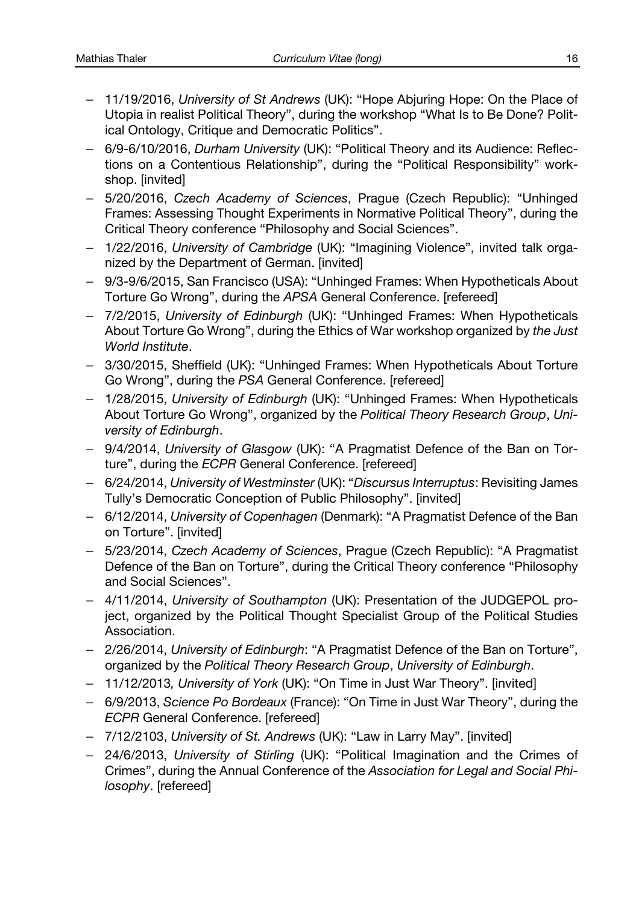- 11/19/2016, *University of St Andrews* (UK): "Hope Abjuring Hope: On the Place of Utopia in realist Political Theory", during the workshop "What Is to Be Done? Political Ontology, Critique and Democratic Politics".
- 6/9-6/10/2016, *Durham University* (UK): "Political Theory and its Audience: Reflections on a Contentious Relationship", during the "Political Responsibility" workshop. [invited]
- 5/20/2016, *Czech Academy of Sciences*, Prague (Czech Republic): "Unhinged Frames: Assessing Thought Experiments in Normative Political Theory", during the Critical Theory conference "Philosophy and Social Sciences".
- 1/22/2016, *University of Cambridge* (UK): "Imagining Violence", invited talk organized by the Department of German. [invited]
- 9/3-9/6/2015, San Francisco (USA): "Unhinged Frames: When Hypotheticals About Torture Go Wrong", during the *APSA* General Conference. [refereed]
- 7/2/2015, *University of Edinburgh* (UK): "Unhinged Frames: When Hypotheticals About Torture Go Wrong", during the Ethics of War workshop organized by *the Just World Institute*.
- 3/30/2015, Sheffield (UK): "Unhinged Frames: When Hypotheticals About Torture Go Wrong", during the *PSA* General Conference. [refereed]
- 1/28/2015, *University of Edinburgh* (UK): "Unhinged Frames: When Hypotheticals About Torture Go Wrong", organized by the *Political Theory Research Group*, *University of Edinburgh*.
- 9/4/2014, *University of Glasgow* (UK): "A Pragmatist Defence of the Ban on Torture", during the *ECPR* General Conference. [refereed]
- 6/24/2014, *University of Westminster* (UK): "*Discursus Interruptus*: Revisiting James Tully's Democratic Conception of Public Philosophy". [invited]
- 6/12/2014, *University of Copenhagen* (Denmark): "A Pragmatist Defence of the Ban on Torture". [invited]
- 5/23/2014, *Czech Academy of Sciences*, Prague (Czech Republic): "A Pragmatist Defence of the Ban on Torture", during the Critical Theory conference "Philosophy and Social Sciences".
- 4/11/2014, *University of Southampton* (UK): Presentation of the JUDGEPOL project, organized by the Political Thought Specialist Group of the Political Studies Association.
- 2/26/2014, *University of Edinburgh*: "A Pragmatist Defence of the Ban on Torture", organized by the *Political Theory Research Group*, *University of Edinburgh*.
- 11/12/2013*, University of York* (UK): "On Time in Just War Theory". [invited]
- 6/9/2013, *Science Po Bordeaux* (France): "On Time in Just War Theory", during the *ECPR* General Conference. [refereed]
- 7/12/2103, *University of St. Andrews* (UK): "Law in Larry May". [invited]
- 24/6/2013, *University of Stirling* (UK): "Political Imagination and the Crimes of Crimes", during the Annual Conference of the *Association for Legal and Social Philosophy*. [refereed]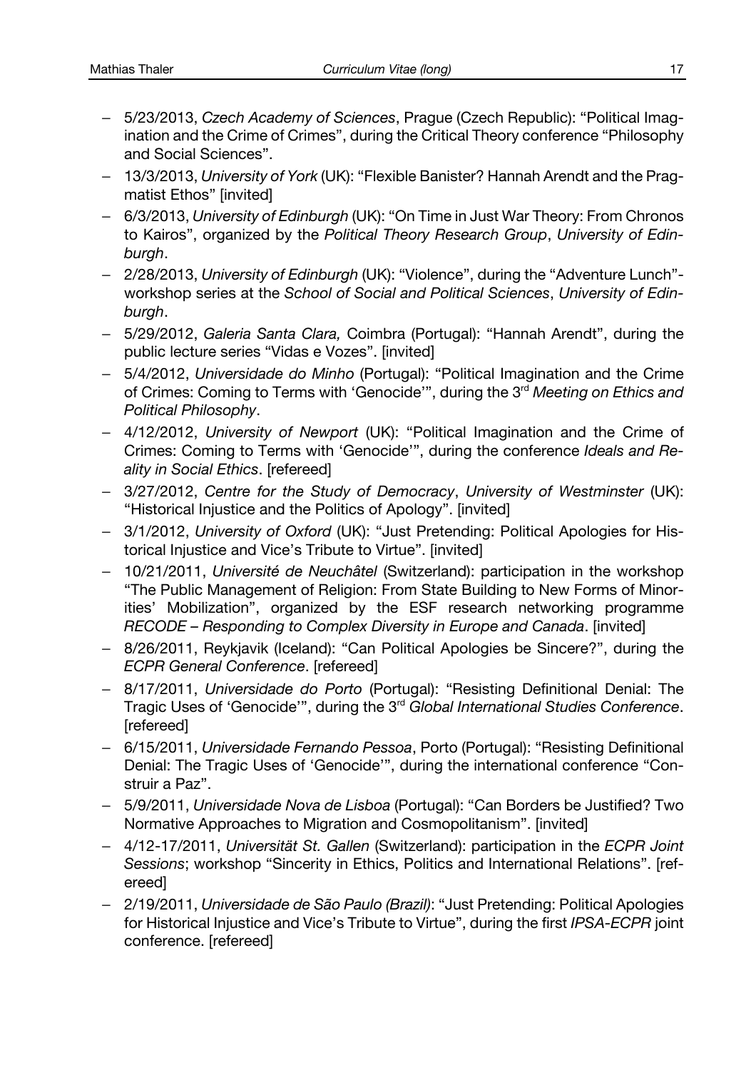- 5/23/2013, *Czech Academy of Sciences*, Prague (Czech Republic): "Political Imagination and the Crime of Crimes", during the Critical Theory conference "Philosophy and Social Sciences".
- 13/3/2013, *University of York* (UK): "Flexible Banister? Hannah Arendt and the Pragmatist Ethos" [invited]
- 6/3/2013, *University of Edinburgh* (UK): "On Time in Just War Theory: From Chronos to Kairos", organized by the *Political Theory Research Group*, *University of Edinburgh*.
- 2/28/2013, *University of Edinburgh* (UK): "Violence", during the "Adventure Lunch"-workshop series at the *School of Social and Political Sciences*, *University of Edinburgh*.
- 5/29/2012, *Galeria Santa Clara,* Coimbra (Portugal): "Hannah Arendt", during the public lecture series "Vidas e Vozes". [invited]
- 5/4/2012, *Universidade do Minho* (Portugal): "Political Imagination and the Crime of Crimes: Coming to Terms with 'Genocide'", during the 3rd *Meeting on Ethics and Political Philosophy*.
- 4/12/2012, *University of Newport* (UK): "Political Imagination and the Crime of Crimes: Coming to Terms with 'Genocide'", during the conference *Ideals and Reality in Social Ethics*. [refereed]
- 3/27/2012, *Centre for the Study of Democracy*, *University of Westminster* (UK): "Historical Injustice and the Politics of Apology". [invited]
- 3/1/2012, *University of Oxford* (UK): "Just Pretending: Political Apologies for Historical Injustice and Vice's Tribute to Virtue". [invited]
- 10/21/2011, *Université de Neuchâtel* (Switzerland): participation in the workshop "The Public Management of Religion: From State Building to New Forms of Minorities' Mobilization", organized by the ESF research networking programme *RECODE – Responding to Complex Diversity in Europe and Canada*. [invited]
- 8/26/2011, Reykjavik (Iceland): "Can Political Apologies be Sincere?", during the *ECPR General Conference*. [refereed]
- 8/17/2011, *Universidade do Porto* (Portugal): "Resisting Definitional Denial: The Tragic Uses of 'Genocide'", during the 3rd *Global International Studies Conference*. [refereed]
- 6/15/2011, *Universidade Fernando Pessoa*, Porto (Portugal): "Resisting Definitional Denial: The Tragic Uses of 'Genocide'", during the international conference "Construir a Paz".
- 5/9/2011, *Universidade Nova de Lisboa* (Portugal): "Can Borders be Justified? Two Normative Approaches to Migration and Cosmopolitanism". [invited]
- 4/12-17/2011, *Universität St. Gallen* (Switzerland): participation in the *ECPR Joint Sessions*; workshop "Sincerity in Ethics, Politics and International Relations". [refereed]
- 2/19/2011, *Universidade de São Paulo (Brazil)*: "Just Pretending: Political Apologies for Historical Injustice and Vice's Tribute to Virtue", during the first *IPSA-ECPR* joint conference. [refereed]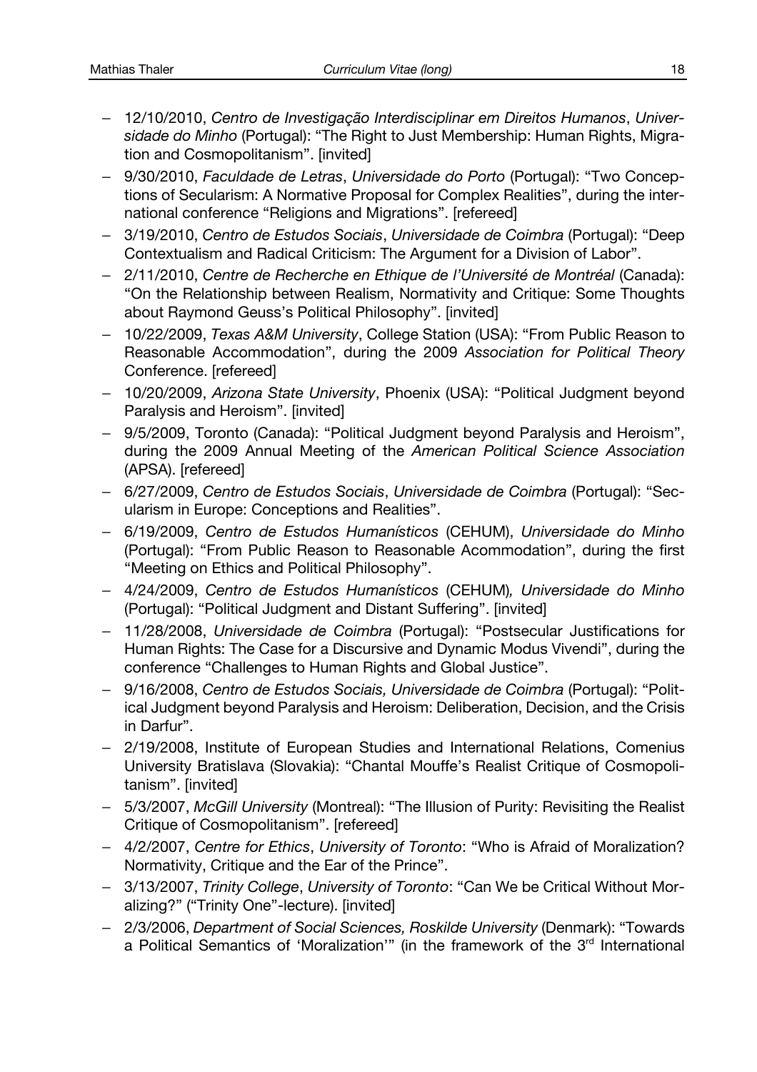- 12/10/2010, *Centro de Investigação Interdisciplinar em Direitos Humanos*, *Universidade do Minho* (Portugal): "The Right to Just Membership: Human Rights, Migration and Cosmopolitanism". [invited]
- 9/30/2010, *Faculdade de Letras*, *Universidade do Porto* (Portugal): "Two Conceptions of Secularism: A Normative Proposal for Complex Realities", during the international conference "Religions and Migrations". [refereed]
- 3/19/2010, *Centro de Estudos Sociais*, *Universidade de Coimbra* (Portugal): "Deep Contextualism and Radical Criticism: The Argument for a Division of Labor".
- 2/11/2010, *Centre de Recherche en Ethique de l'Université de Montréal* (Canada): "On the Relationship between Realism, Normativity and Critique: Some Thoughts about Raymond Geuss's Political Philosophy". [invited]
- 10/22/2009, *Texas A&M University*, College Station (USA): "From Public Reason to Reasonable Accommodation", during the 2009 *Association for Political Theory* Conference. [refereed]
- 10/20/2009, *Arizona State University*, Phoenix (USA): "Political Judgment beyond Paralysis and Heroism". [invited]
- 9/5/2009, Toronto (Canada): "Political Judgment beyond Paralysis and Heroism", during the 2009 Annual Meeting of the *American Political Science Association* (APSA). [refereed]
- 6/27/2009, *Centro de Estudos Sociais*, *Universidade de Coimbra* (Portugal): "Secularism in Europe: Conceptions and Realities".
- 6/19/2009, *Centro de Estudos Humanísticos* (CEHUM), *Universidade do Minho* (Portugal): "From Public Reason to Reasonable Acommodation", during the first "Meeting on Ethics and Political Philosophy".
- 4/24/2009, *Centro de Estudos Humanísticos* (CEHUM), *Universidade do Minho* (Portugal): "Political Judgment and Distant Suffering". [invited]
- 11/28/2008, *Universidade de Coimbra* (Portugal): "Postsecular Justifications for Human Rights: The Case for a Discursive and Dynamic Modus Vivendi", during the conference "Challenges to Human Rights and Global Justice".
- 9/16/2008, *Centro de Estudos Sociais, Universidade de Coimbra* (Portugal): "Political Judgment beyond Paralysis and Heroism: Deliberation, Decision, and the Crisis in Darfur".
- 2/19/2008, Institute of European Studies and International Relations, Comenius University Bratislava (Slovakia): "Chantal Mouffe's Realist Critique of Cosmopolitanism". [invited]
- 5/3/2007, *McGill University* (Montreal): "The Illusion of Purity: Revisiting the Realist Critique of Cosmopolitanism". [refereed]
- 4/2/2007, *Centre for Ethics*, *University of Toronto*: "Who is Afraid of Moralization? Normativity, Critique and the Ear of the Prince".
- 3/13/2007, *Trinity College*, *University of Toronto*: "Can We be Critical Without Moralizing?" ("Trinity One"-lecture). [invited]
- 2/3/2006, *Department of Social Sciences, Roskilde University* (Denmark): "Towards a Political Semantics of 'Moralization'" (in the framework of the 3rd International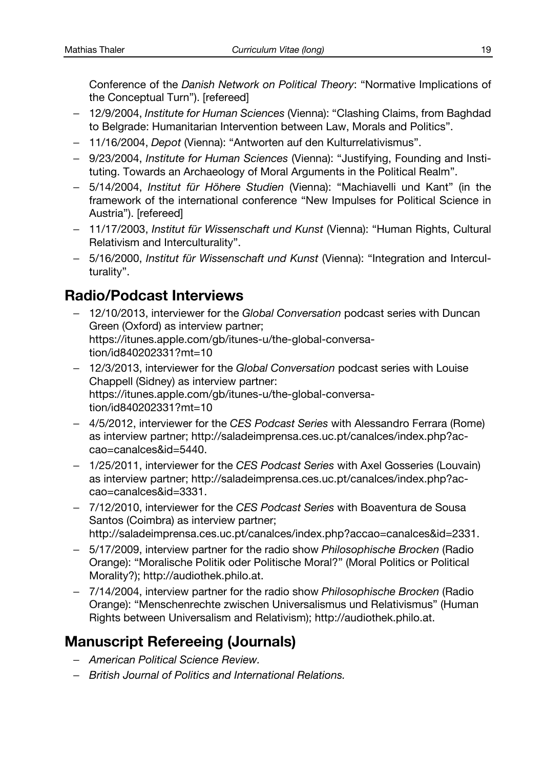Conference of the *Danish Network on Political Theory*: "Normative Implications of the Conceptual Turn"). [refereed]

- 12/9/2004, *Institute for Human Sciences* (Vienna): "Clashing Claims, from Baghdad to Belgrade: Humanitarian Intervention between Law, Morals and Politics".
- 11/16/2004, *Depot* (Vienna): "Antworten auf den Kulturrelativismus".
- 9/23/2004, *Institute for Human Sciences* (Vienna): "Justifying, Founding and Instituting. Towards an Archaeology of Moral Arguments in the Political Realm".
- 5/14/2004, *Institut für Höhere Studien* (Vienna): "Machiavelli und Kant" (in the framework of the international conference "New Impulses for Political Science in Austria"). [refereed]
- 11/17/2003, *Institut für Wissenschaft und Kunst* (Vienna): "Human Rights, Cultural Relativism and Interculturality".
- 5/16/2000, *Institut für Wissenschaft und Kunst* (Vienna): "Integration and Interculturality".

## Radio/Podcast Interviews

- 12/10/2013, interviewer for the *Global Conversation* podcast series with Duncan Green (Oxford) as interview partner; https://itunes.apple.com/gb/itunes-u/the-global-conversation/id840202331?mt=10
- 12/3/2013, interviewer for the *Global Conversation* podcast series with Louise Chappell (Sidney) as interview partner: https://itunes.apple.com/gb/itunes-u/the-global-conversation/id840202331?mt=10
- 4/5/2012, interviewer for the *CES Podcast Series* with Alessandro Ferrara (Rome) as interview partner; http://saladeimprensa.ces.uc.pt/canalces/index.php?accao=canalces&id=5440.
- 1/25/2011, interviewer for the *CES Podcast Series* with Axel Gosseries (Louvain) as interview partner; http://saladeimprensa.ces.uc.pt/canalces/index.php?accao=canalces&id=3331.
- 7/12/2010, interviewer for the *CES Podcast Series* with Boaventura de Sousa Santos (Coimbra) as interview partner; http://saladeimprensa.ces.uc.pt/canalces/index.php?accao=canalces&id=2331.
- 5/17/2009, interview partner for the radio show *Philosophische Brocken* (Radio Orange): "Moralische Politik oder Politische Moral?" (Moral Politics or Political Morality?); http://audiothek.philo.at.
- 7/14/2004, interview partner for the radio show *Philosophische Brocken* (Radio Orange): "Menschenrechte zwischen Universalismus und Relativismus" (Human Rights between Universalism and Relativism); http://audiothek.philo.at.

## Manuscript Refereeing (Journals)

- *American Political Science Review.*
- *British Journal of Politics and International Relations.*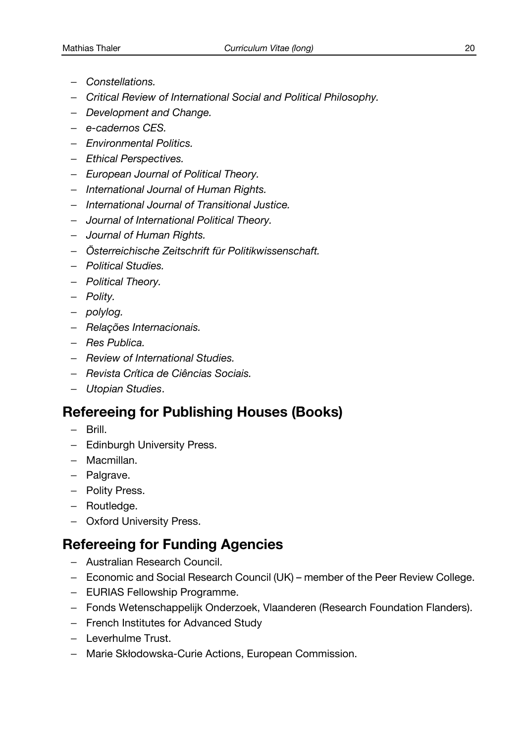- *Constellations.*
- *Critical Review of International Social and Political Philosophy.*
- *Development and Change.*
- *e-cadernos CES.*
- *Environmental Politics.*
- *Ethical Perspectives.*
- *European Journal of Political Theory.*
- *International Journal of Human Rights.*
- *International Journal of Transitional Justice.*
- *Journal of International Political Theory.*
- *Journal of Human Rights.*
- *Österreichische Zeitschrift für Politikwissenschaft.*
- *Political Studies.*
- *Political Theory.*
- *Polity.*
- *polylog.*
- *Relações Internacionais.*
- *Res Publica.*
- *Review of International Studies.*
- *Revista Crítica de Ciências Sociais.*
- *Utopian Studies*.

## Refereeing for Publishing Houses (Books)

- Brill.
- Edinburgh University Press.
- Macmillan.
- Palgrave.
- Polity Press.
- Routledge.
- Oxford University Press.

## Refereeing for Funding Agencies

- Australian Research Council.
- Economic and Social Research Council (UK) – member of the Peer Review College.
- EURIAS Fellowship Programme.
- Fonds Wetenschappelijk Onderzoek, Vlaanderen (Research Foundation Flanders).
- French Institutes for Advanced Study
- Leverhulme Trust.
- Marie Skłodowska-Curie Actions, European Commission.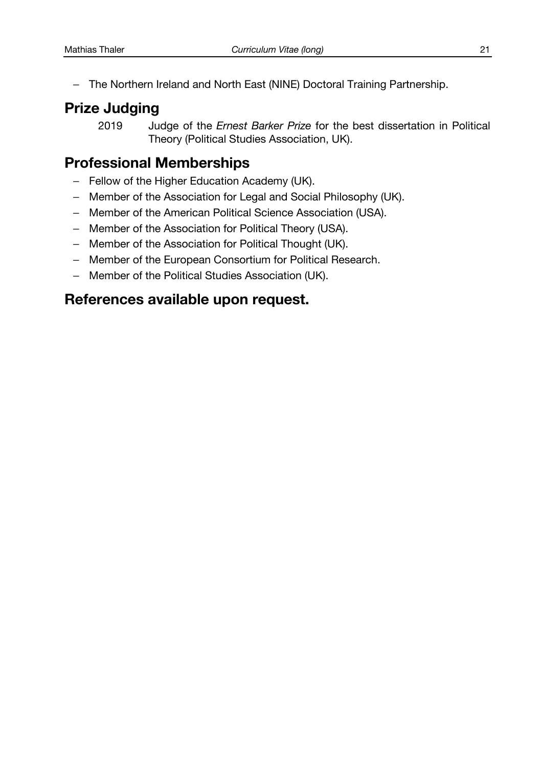- The Northern Ireland and North East (NINE) Doctoral Training Partnership.

## Prize Judging

2019 Judge of the *Ernest Barker Prize* for the best dissertation in Political Theory (Political Studies Association, UK).

## Professional Memberships

- Fellow of the Higher Education Academy (UK).
- Member of the Association for Legal and Social Philosophy (UK).
- Member of the American Political Science Association (USA).
- Member of the Association for Political Theory (USA).
- Member of the Association for Political Thought (UK).
- Member of the European Consortium for Political Research.
- Member of the Political Studies Association (UK).

## References available upon request.